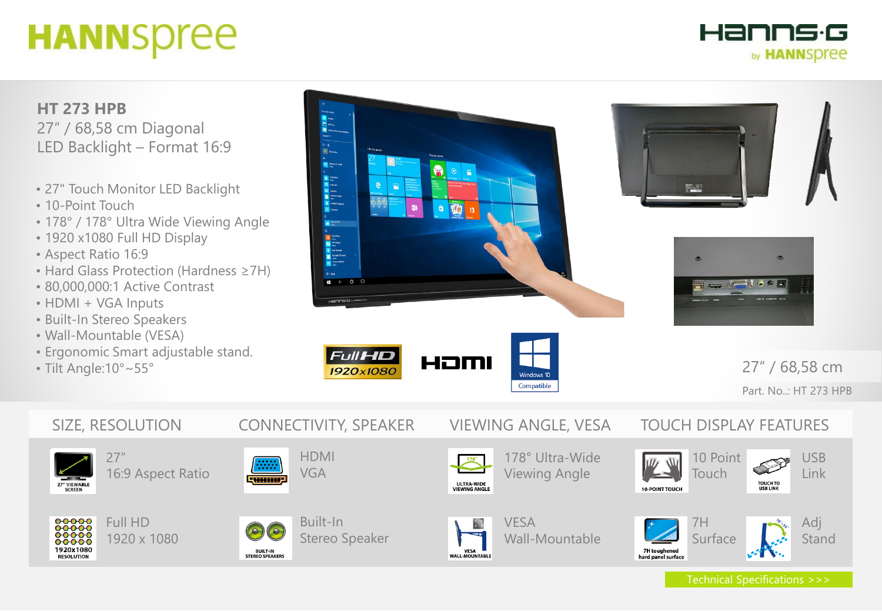# HANNspree

Hanns·G by HANNspree

## HT 273 HPB

27" / 68,58 cm Diagonal
LED Backlight – Format 16:9

- 27" Touch Monitor LED Backlight
- 10-Point Touch
- 178° / 178° Ultra Wide Viewing Angle
- 1920 x1080 Full HD Display
- Aspect Ratio 16:9
- Hard Glass Protection (Hardness ≥7H)
- 80,000,000:1 Active Contrast
- HDMI + VGA Inputs
- Built-In Stereo Speakers
- Wall-Mountable (VESA)
- Ergonomic Smart adjustable stand.
- Tilt Angle:10°~55°

Full HD 1920x1080 | HDMI | Windows 10 Compatible

27" / 68,58 cm

Part. No..: HT 273 HPB

| SIZE, RESOLUTION | CONNECTIVITY, SPEAKER | VIEWING ANGLE, VESA | TOUCH DISPLAY FEATURES |
|---|---|---|---|
| 27" VIEWABLE SCREEN: 27" 16:9 Aspect Ratio | HDMI VGA | ULTRA-WIDE VIEWING ANGLE: 178° Ultra-Wide Viewing Angle | 10-POINT TOUCH: 10 Point Touch; TOUCH TO USB LINK: USB Link |
| 1920x1080 RESOLUTION: Full HD 1920 x 1080 | BUILT-IN STEREO SPEAKERS: Built-In Stereo Speaker | VESA WALL-MOUNTABLE: VESA Wall-Mountable | 7H toughened hard panel surface: 7H Surface; Adj Stand |

Technical Specifications >>>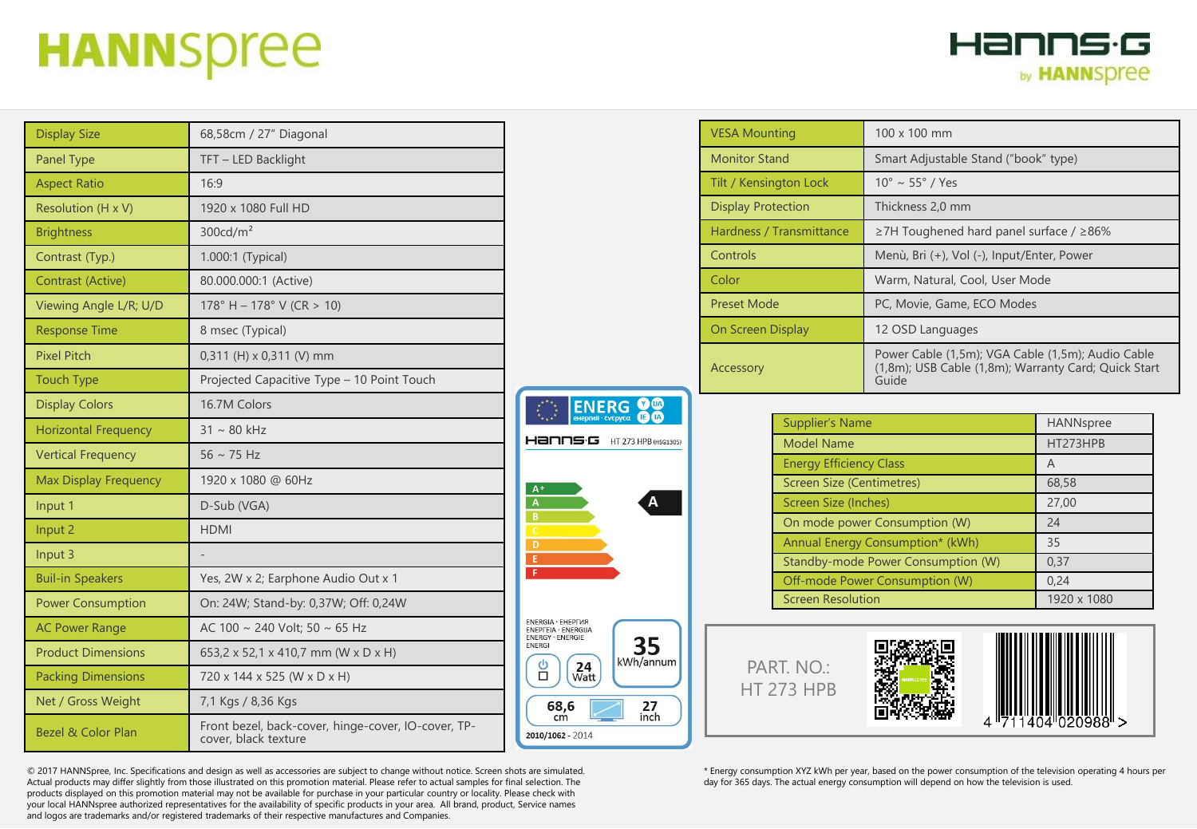# HANNspree

Hanns·G by HANNspree

| | |
|---|---|
| Display Size | 68,58cm / 27" Diagonal |
| Panel Type | TFT – LED Backlight |
| Aspect Ratio | 16:9 |
| Resolution (H x V) | 1920 x 1080 Full HD |
| Brightness | 300cd/m² |
| Contrast (Typ.) | 1.000:1 (Typical) |
| Contrast (Active) | 80.000.000:1 (Active) |
| Viewing Angle L/R; U/D | 178° H – 178° V (CR > 10) |
| Response Time | 8 msec (Typical) |
| Pixel Pitch | 0,311 (H) x 0,311 (V) mm |
| Touch Type | Projected Capacitive Type – 10 Point Touch |
| Display Colors | 16.7M Colors |
| Horizontal Frequency | 31 ~ 80 kHz |
| Vertical Frequency | 56 ~ 75 Hz |
| Max Display Frequency | 1920 x 1080 @ 60Hz |
| Input 1 | D-Sub (VGA) |
| Input 2 | HDMI |
| Input 3 | - |
| Buil-in Speakers | Yes, 2W x 2; Earphone Audio Out x 1 |
| Power Consumption | On: 24W; Stand-by: 0,37W; Off: 0,24W |
| AC Power Range | AC 100 ~ 240 Volt; 50 ~ 65 Hz |
| Product Dimensions | 653,2 x 52,1 x 410,7 mm (W x D x H) |
| Packing Dimensions | 720 x 144 x 525 (W x D x H) |
| Net / Gross Weight | 7,1 Kgs / 8,36 Kgs |
| Bezel & Color Plan | Front bezel, back-cover, hinge-cover, IO-cover, TP-cover, black texture |

ENERG енергия · ενεργεια Y IJA IE IA

Hanns·G HT 273 HPB (HSG1305)

A+ A B C D E F — A

ENERGIA · ЕНЕРГИЯ ΕΝΕΡΓΕΙΑ · ENERGIJA ENERGY · ENERGIE ENERGI

35 kWh/annum

24 Watt

68,6 cm 27 inch

2010/1062 - 2014

| | |
|---|---|
| VESA Mounting | 100 x 100 mm |
| Monitor Stand | Smart Adjustable Stand ("book" type) |
| Tilt / Kensington Lock | 10° ~ 55° / Yes |
| Display Protection | Thickness 2,0 mm |
| Hardness / Transmittance | ≥7H Toughened hard panel surface / ≥86% |
| Controls | Menù, Bri (+), Vol (-), Input/Enter, Power |
| Color | Warm, Natural, Cool, User Mode |
| Preset Mode | PC, Movie, Game, ECO Modes |
| On Screen Display | 12 OSD Languages |
| Accessory | Power Cable (1,5m); VGA Cable (1,5m); Audio Cable (1,8m); USB Cable (1,8m); Warranty Card; Quick Start Guide |

| | |
|---|---|
| Supplier's Name | HANNspree |
| Model Name | HT273HPB |
| Energy Efficiency Class | A |
| Screen Size (Centimetres) | 68,58 |
| Screen Size (Inches) | 27,00 |
| On mode power Consumption (W) | 24 |
| Annual Energy Consumption* (kWh) | 35 |
| Standby-mode Power Consumption (W) | 0,37 |
| Off-mode Power Consumption (W) | 0,24 |
| Screen Resolution | 1920 x 1080 |

PART. NO.:
HT 273 HPB

4 711404 020988 >

© 2017 HANNSpree, Inc. Specifications and design as well as accessories are subject to change without notice. Screen shots are simulated. Actual products may differ slightly from those illustrated on this promotion material. Please refer to actual samples for final selection. The products displayed on this promotion material may not be available for purchase in your particular country or locality. Please check with your local HANNspree authorized representatives for the availability of specific products in your area. All brand, product, Service names and logos are trademarks and/or registered trademarks of their respective manufactures and Companies.

* Energy consumption XYZ kWh per year, based on the power consumption of the television operating 4 hours per day for 365 days. The actual energy consumption will depend on how the television is used.